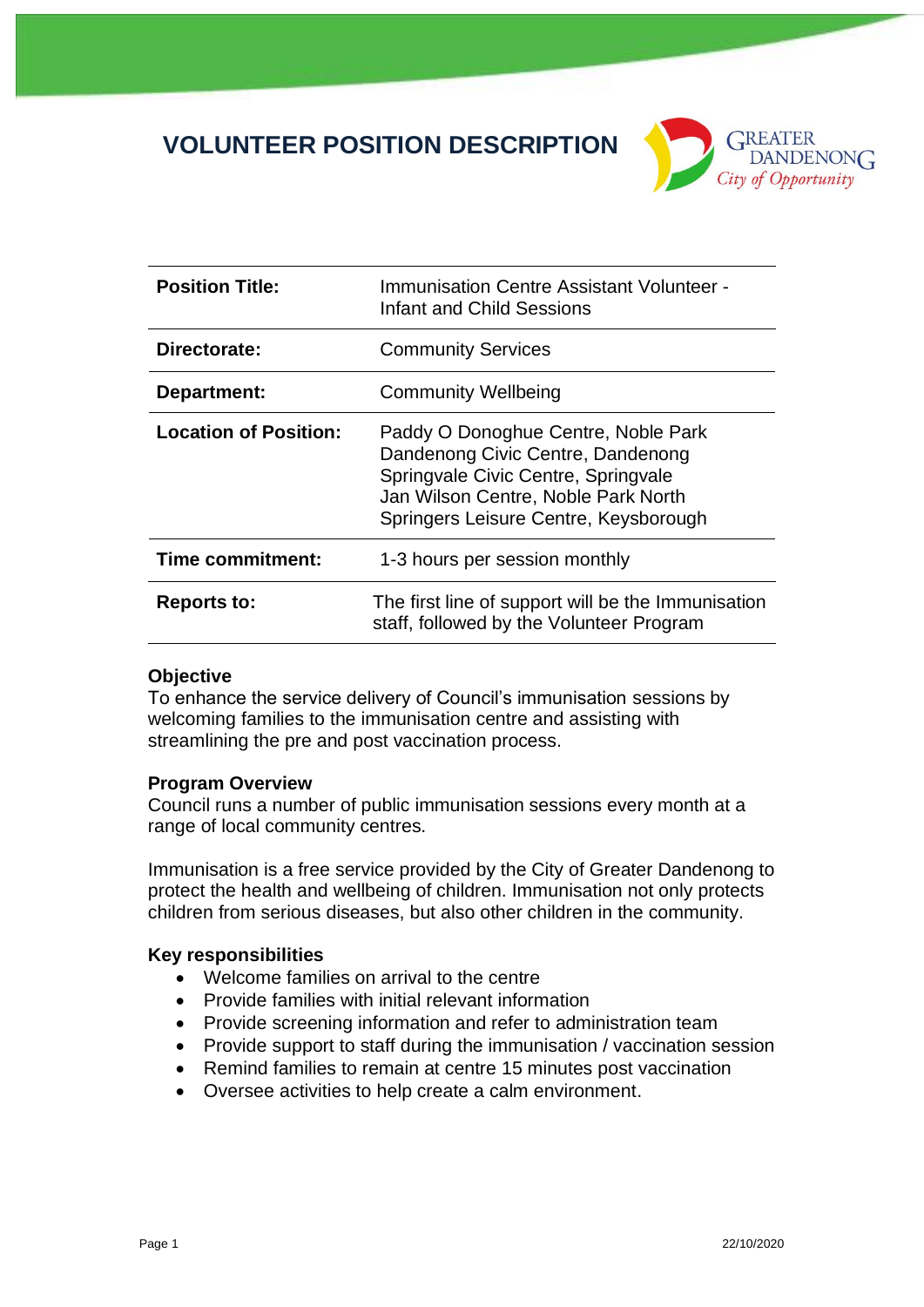# VOLUNTEER POSITION DESCRIPTION

| | |
|---|---|
| **Position Title:** | Immunisation Centre Assistant Volunteer - Infant and Child Sessions |
| **Directorate:** | Community Services |
| **Department:** | Community Wellbeing |
| **Location of Position:** | Paddy O Donoghue Centre, Noble Park<br>Dandenong Civic Centre, Dandenong<br>Springvale Civic Centre, Springvale<br>Jan Wilson Centre, Noble Park North<br>Springers Leisure Centre, Keysborough |
| **Time commitment:** | 1-3 hours per session monthly |
| **Reports to:** | The first line of support will be the Immunisation staff, followed by the Volunteer Program |

### Objective

To enhance the service delivery of Council's immunisation sessions by welcoming families to the immunisation centre and assisting with streamlining the pre and post vaccination process.

### Program Overview

Council runs a number of public immunisation sessions every month at a range of local community centres.

Immunisation is a free service provided by the City of Greater Dandenong to protect the health and wellbeing of children. Immunisation not only protects children from serious diseases, but also other children in the community.

### Key responsibilities

- Welcome families on arrival to the centre
- Provide families with initial relevant information
- Provide screening information and refer to administration team
- Provide support to staff during the immunisation / vaccination session
- Remind families to remain at centre 15 minutes post vaccination
- Oversee activities to help create a calm environment.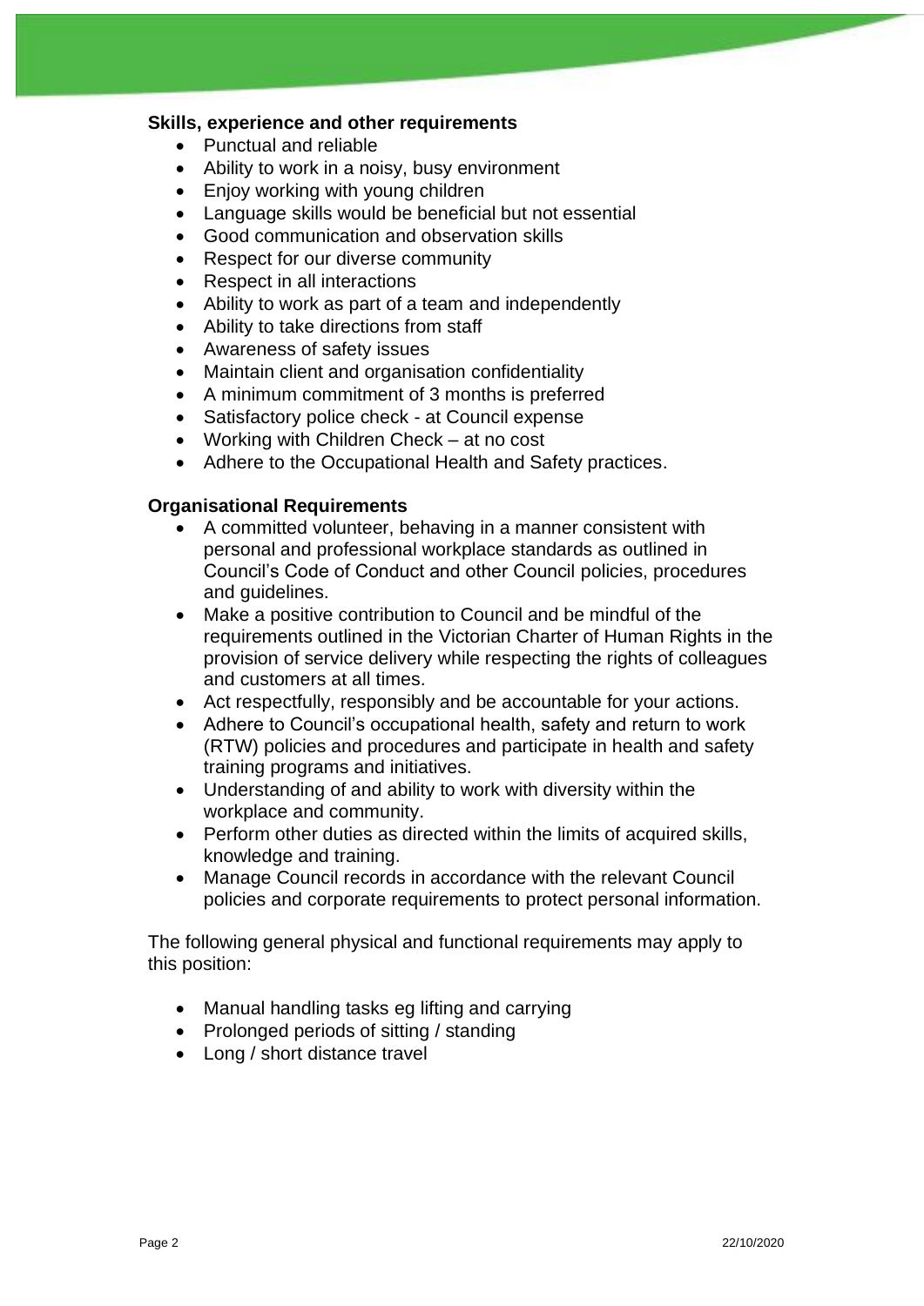**Skills, experience and other requirements**

- Punctual and reliable
- Ability to work in a noisy, busy environment
- Enjoy working with young children
- Language skills would be beneficial but not essential
- Good communication and observation skills
- Respect for our diverse community
- Respect in all interactions
- Ability to work as part of a team and independently
- Ability to take directions from staff
- Awareness of safety issues
- Maintain client and organisation confidentiality
- A minimum commitment of 3 months is preferred
- Satisfactory police check - at Council expense
- Working with Children Check – at no cost
- Adhere to the Occupational Health and Safety practices.

**Organisational Requirements**

- A committed volunteer, behaving in a manner consistent with personal and professional workplace standards as outlined in Council's Code of Conduct and other Council policies, procedures and guidelines.
- Make a positive contribution to Council and be mindful of the requirements outlined in the Victorian Charter of Human Rights in the provision of service delivery while respecting the rights of colleagues and customers at all times.
- Act respectfully, responsibly and be accountable for your actions.
- Adhere to Council's occupational health, safety and return to work (RTW) policies and procedures and participate in health and safety training programs and initiatives.
- Understanding of and ability to work with diversity within the workplace and community.
- Perform other duties as directed within the limits of acquired skills, knowledge and training.
- Manage Council records in accordance with the relevant Council policies and corporate requirements to protect personal information.

The following general physical and functional requirements may apply to this position:

- Manual handling tasks eg lifting and carrying
- Prolonged periods of sitting / standing
- Long / short distance travel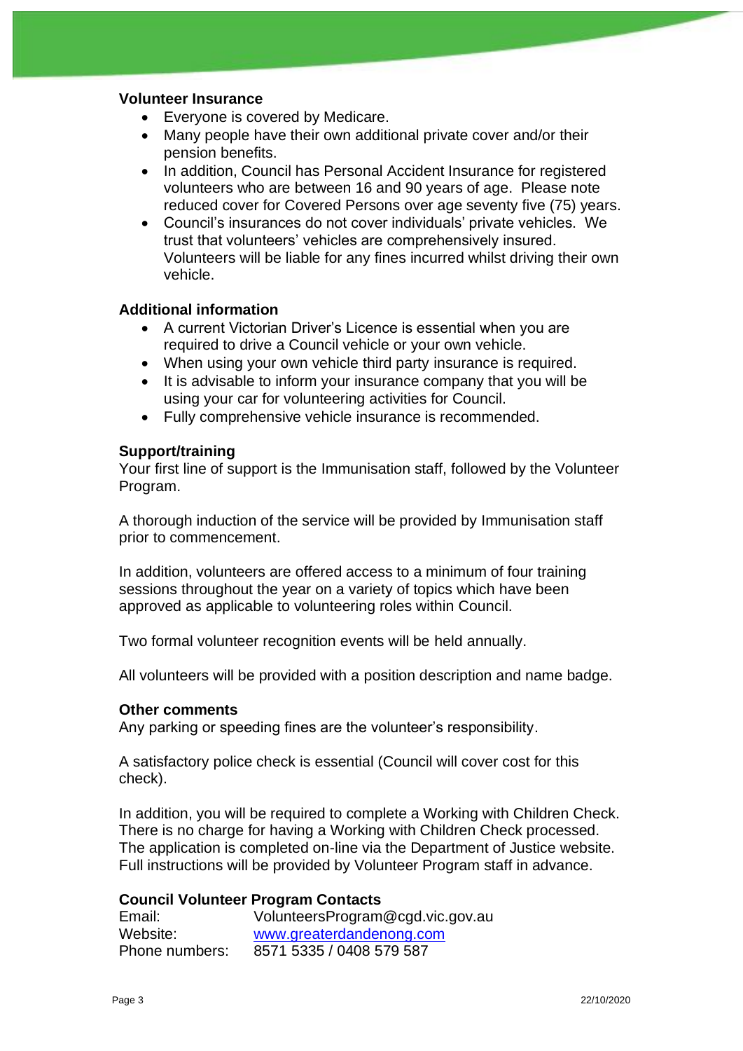## Volunteer Insurance

- Everyone is covered by Medicare.
- Many people have their own additional private cover and/or their pension benefits.
- In addition, Council has Personal Accident Insurance for registered volunteers who are between 16 and 90 years of age. Please note reduced cover for Covered Persons over age seventy five (75) years.
- Council's insurances do not cover individuals' private vehicles. We trust that volunteers' vehicles are comprehensively insured. Volunteers will be liable for any fines incurred whilst driving their own vehicle.

## Additional information

- A current Victorian Driver's Licence is essential when you are required to drive a Council vehicle or your own vehicle.
- When using your own vehicle third party insurance is required.
- It is advisable to inform your insurance company that you will be using your car for volunteering activities for Council.
- Fully comprehensive vehicle insurance is recommended.

## Support/training

Your first line of support is the Immunisation staff, followed by the Volunteer Program.

A thorough induction of the service will be provided by Immunisation staff prior to commencement.

In addition, volunteers are offered access to a minimum of four training sessions throughout the year on a variety of topics which have been approved as applicable to volunteering roles within Council.

Two formal volunteer recognition events will be held annually.

All volunteers will be provided with a position description and name badge.

## Other comments

Any parking or speeding fines are the volunteer's responsibility.

A satisfactory police check is essential (Council will cover cost for this check).

In addition, you will be required to complete a Working with Children Check. There is no charge for having a Working with Children Check processed. The application is completed on-line via the Department of Justice website. Full instructions will be provided by Volunteer Program staff in advance.

## Council Volunteer Program Contacts

| | |
|---|---|
| Email: | VolunteersProgram@cgd.vic.gov.au |
| Website: | www.greaterdandenong.com |
| Phone numbers: | 8571 5335 / 0408 579 587 |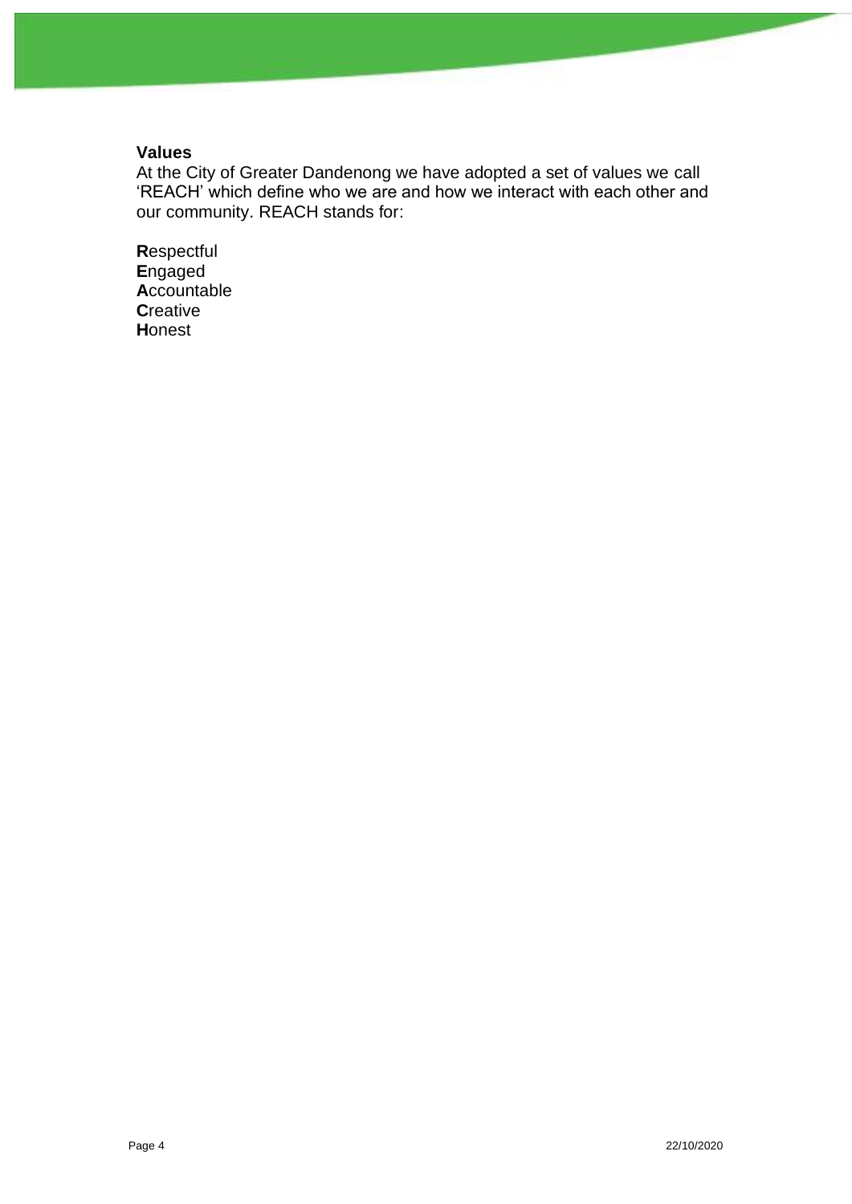## Values

At the City of Greater Dandenong we have adopted a set of values we call 'REACH' which define who we are and how we interact with each other and our community. REACH stands for:

**R**espectful
**E**ngaged
**A**ccountable
**C**reative
**H**onest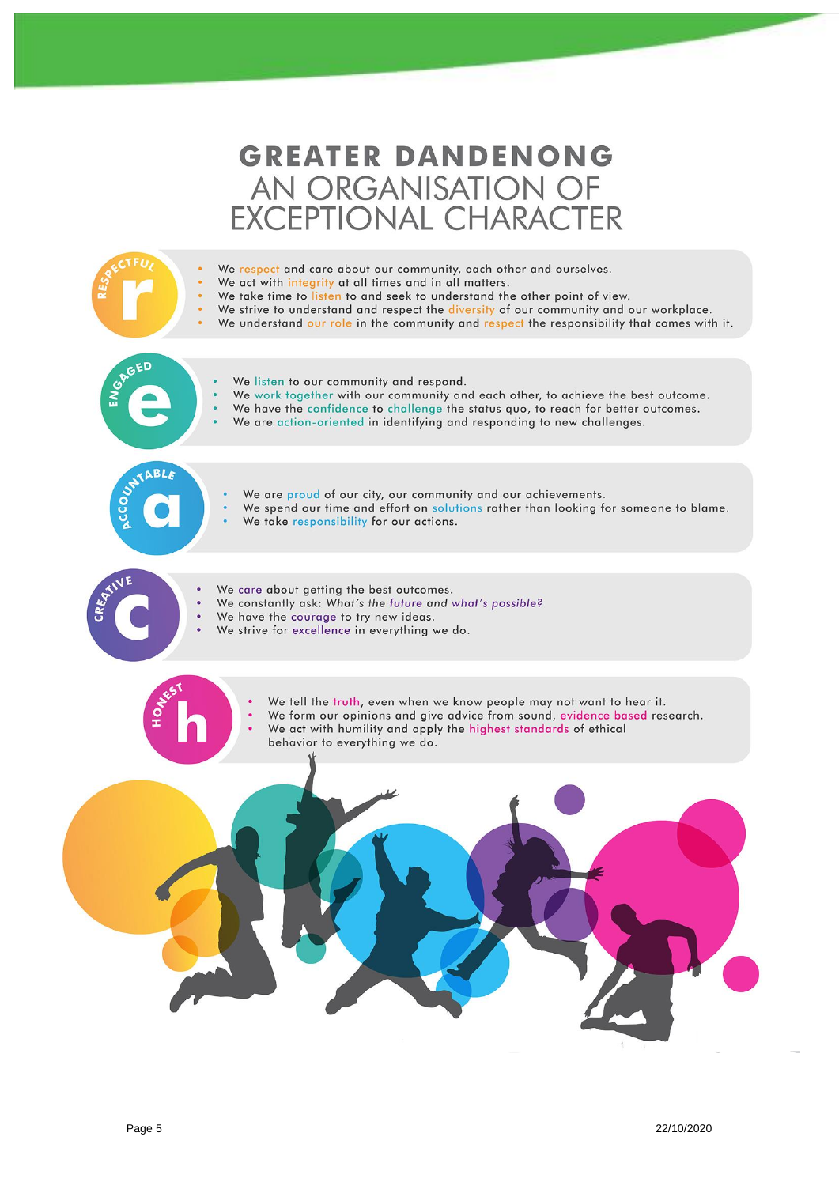# GREATER DANDENONG
## AN ORGANISATION OF EXCEPTIONAL CHARACTER

**RESPECTFUL — r**

- We respect and care about our community, each other and ourselves.
- We act with integrity at all times and in all matters.
- We take time to listen to and seek to understand the other point of view.
- We strive to understand and respect the diversity of our community and our workplace.
- We understand our role in the community and respect the responsibility that comes with it.

**ENGAGED — e**

- We listen to our community and respond.
- We work together with our community and each other, to achieve the best outcome.
- We have the confidence to challenge the status quo, to reach for better outcomes.
- We are action-oriented in identifying and responding to new challenges.

**ACCOUNTABLE — a**

- We are proud of our city, our community and our achievements.
- We spend our time and effort on solutions rather than looking for someone to blame.
- We take responsibility for our actions.

**CREATIVE — c**

- We care about getting the best outcomes.
- We constantly ask: *What's the future and what's possible?*
- We have the courage to try new ideas.
- We strive for excellence in everything we do.

**HONEST — h**

- We tell the truth, even when we know people may not want to hear it.
- We form our opinions and give advice from sound, evidence based research.
- We act with humility and apply the highest standards of ethical behavior to everything we do.